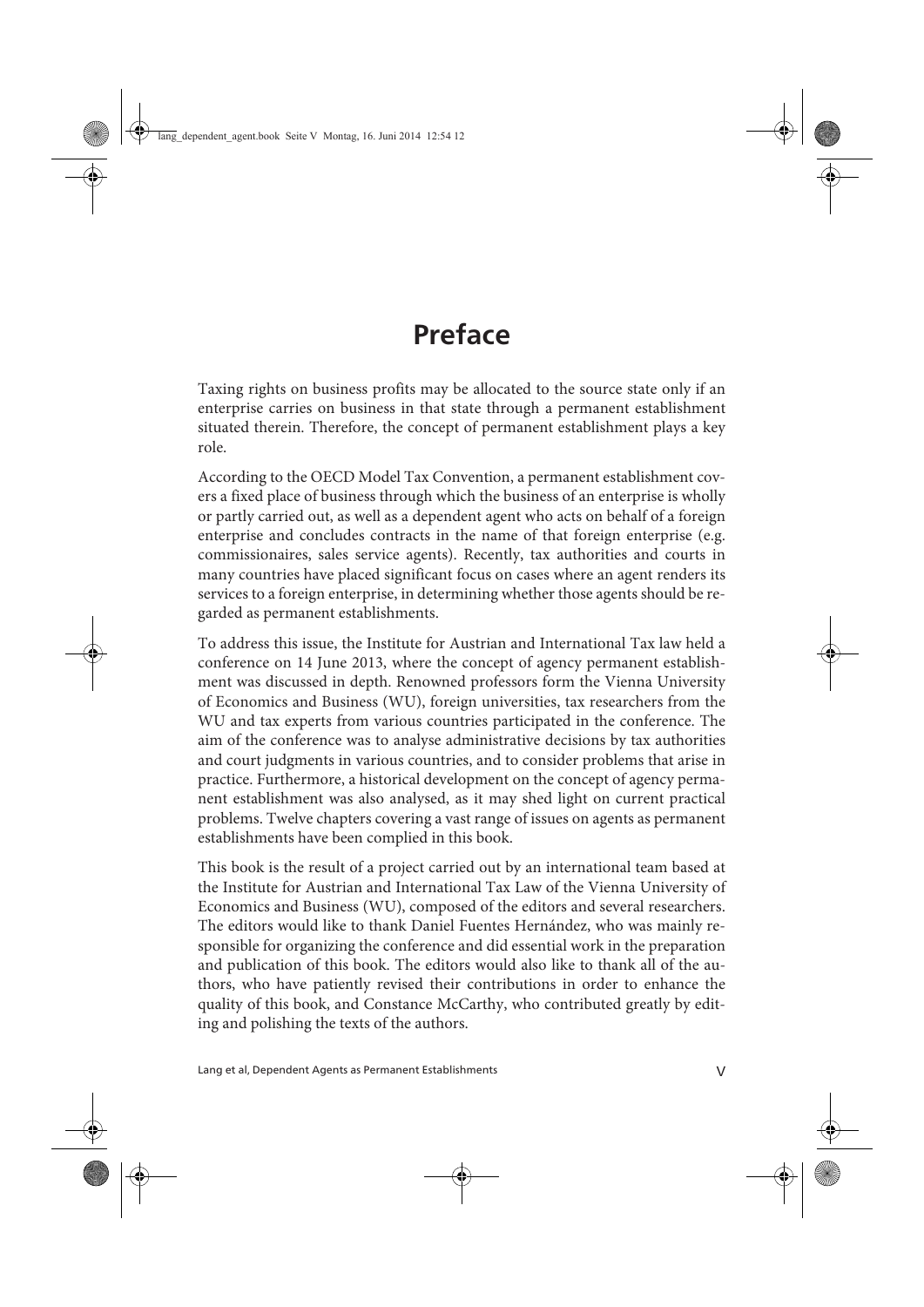# Preface

Taxing rights on business profits may be allocated to the source state only if an enterprise carries on business in that state through a permanent establishment situated therein. Therefore, the concept of permanent establishment plays a key role.

According to the OECD Model Tax Convention, a permanent establishment covers a fixed place of business through which the business of an enterprise is wholly or partly carried out, as well as a dependent agent who acts on behalf of a foreign enterprise and concludes contracts in the name of that foreign enterprise (e.g. commissionaires, sales service agents). Recently, tax authorities and courts in many countries have placed significant focus on cases where an agent renders its services to a foreign enterprise, in determining whether those agents should be regarded as permanent establishments.

To address this issue, the Institute for Austrian and International Tax law held a conference on 14 June 2013, where the concept of agency permanent establishment was discussed in depth. Renowned professors form the Vienna University of Economics and Business (WU), foreign universities, tax researchers from the WU and tax experts from various countries participated in the conference. The aim of the conference was to analyse administrative decisions by tax authorities and court judgments in various countries, and to consider problems that arise in practice. Furthermore, a historical development on the concept of agency permanent establishment was also analysed, as it may shed light on current practical problems. Twelve chapters covering a vast range of issues on agents as permanent establishments have been complied in this book.

This book is the result of a project carried out by an international team based at the Institute for Austrian and International Tax Law of the Vienna University of Economics and Business (WU), composed of the editors and several researchers. The editors would like to thank Daniel Fuentes Hernández, who was mainly responsible for organizing the conference and did essential work in the preparation and publication of this book. The editors would also like to thank all of the authors, who have patiently revised their contributions in order to enhance the quality of this book, and Constance McCarthy, who contributed greatly by editing and polishing the texts of the authors.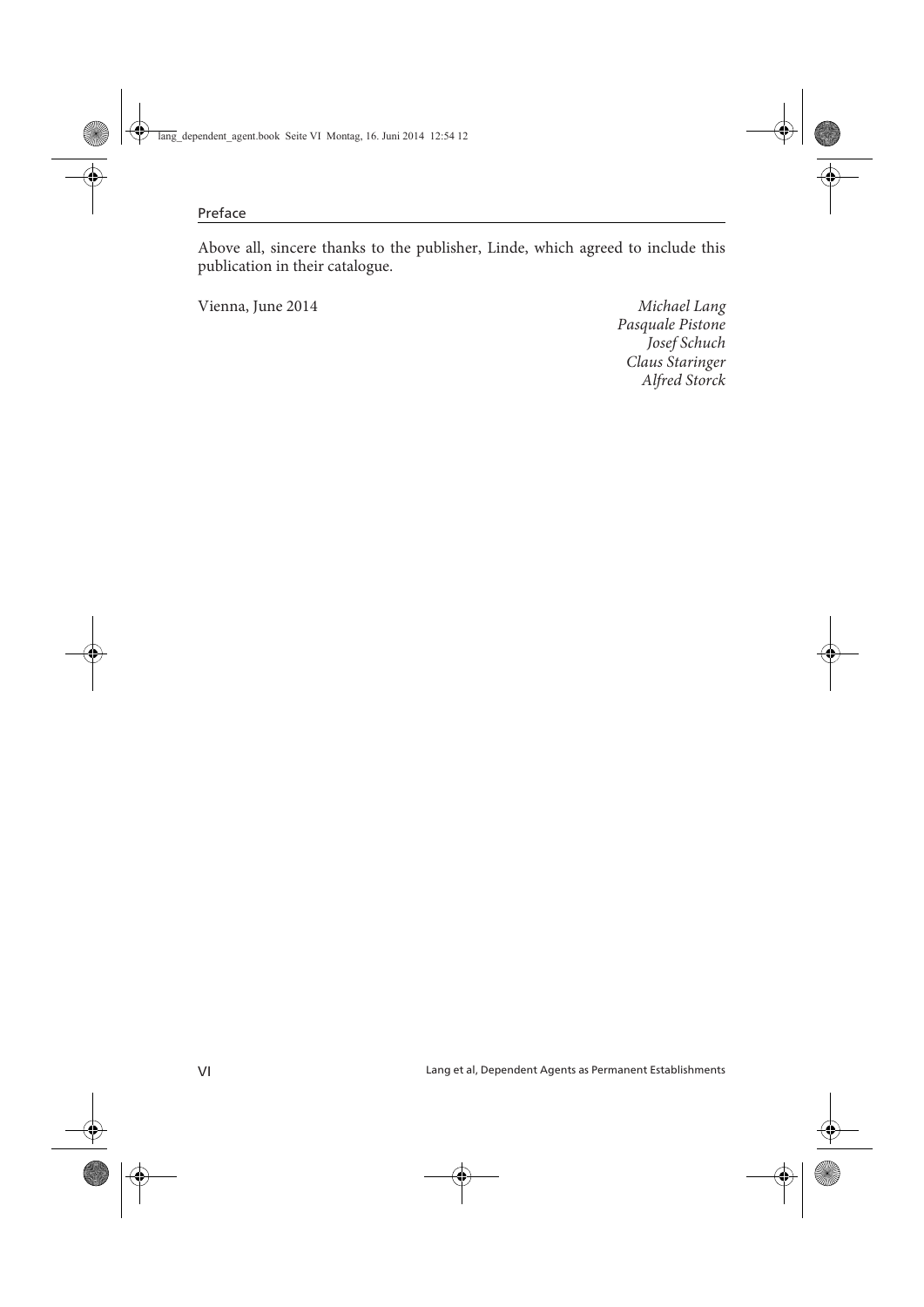Above all, sincere thanks to the publisher, Linde, which agreed to include this publication in their catalogue.

Vienna, June 2014

*Michael Lang*
*Pasquale Pistone*
*Josef Schuch*
*Claus Staringer*
*Alfred Storck*